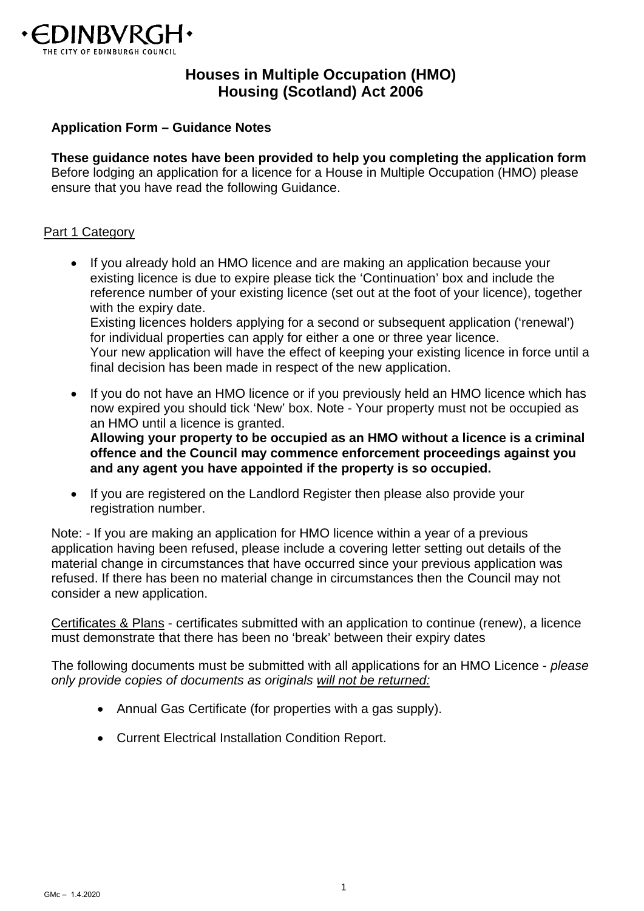# Houses in Multiple Occupation (HMO)
# Housing (Scotland) Act 2006

**Application Form – Guidance Notes**

**These guidance notes have been provided to help you completing the application form**
Before lodging an application for a licence for a House in Multiple Occupation (HMO) please ensure that you have read the following Guidance.

## Part 1 Category

- If you already hold an HMO licence and are making an application because your existing licence is due to expire please tick the 'Continuation' box and include the reference number of your existing licence (set out at the foot of your licence), together with the expiry date.
  Existing licences holders applying for a second or subsequent application ('renewal') for individual properties can apply for either a one or three year licence.
  Your new application will have the effect of keeping your existing licence in force until a final decision has been made in respect of the new application.

- If you do not have an HMO licence or if you previously held an HMO licence which has now expired you should tick 'New' box. Note - Your property must not be occupied as an HMO until a licence is granted.
  **Allowing your property to be occupied as an HMO without a licence is a criminal offence and the Council may commence enforcement proceedings against you and any agent you have appointed if the property is so occupied.**

- If you are registered on the Landlord Register then please also provide your registration number.

Note: - If you are making an application for HMO licence within a year of a previous application having been refused, please include a covering letter setting out details of the material change in circumstances that have occurred since your previous application was refused. If there has been no material change in circumstances then the Council may not consider a new application.

Certificates & Plans - certificates submitted with an application to continue (renew), a licence must demonstrate that there has been no 'break' between their expiry dates

The following documents must be submitted with all applications for an HMO Licence - *please only provide copies of documents as originals will not be returned:*

- Annual Gas Certificate (for properties with a gas supply).

- Current Electrical Installation Condition Report.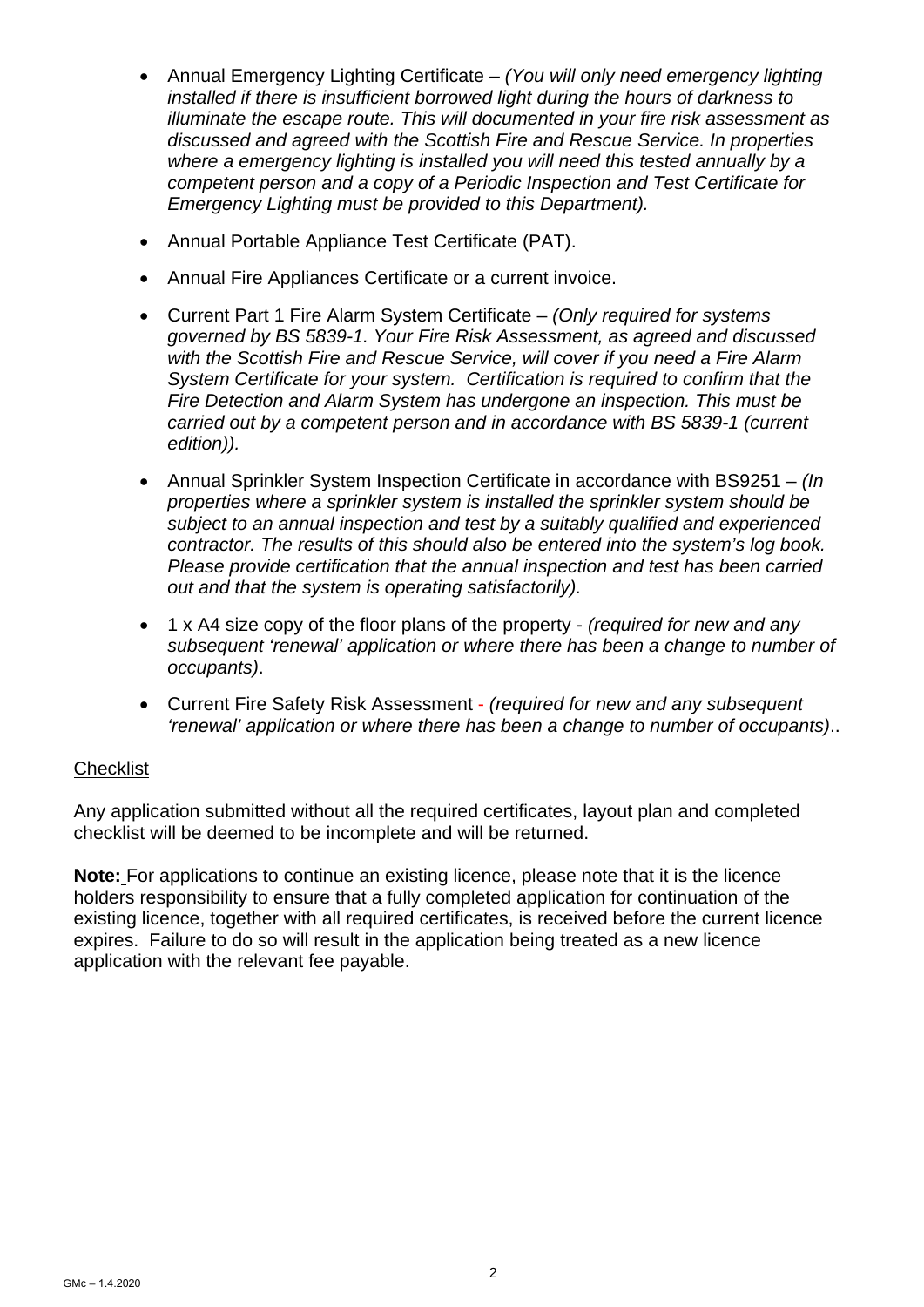- Annual Emergency Lighting Certificate – *(You will only need emergency lighting installed if there is insufficient borrowed light during the hours of darkness to illuminate the escape route. This will documented in your fire risk assessment as discussed and agreed with the Scottish Fire and Rescue Service. In properties where a emergency lighting is installed you will need this tested annually by a competent person and a copy of a Periodic Inspection and Test Certificate for Emergency Lighting must be provided to this Department).*

- Annual Portable Appliance Test Certificate (PAT).

- Annual Fire Appliances Certificate or a current invoice.

- Current Part 1 Fire Alarm System Certificate – *(Only required for systems governed by BS 5839-1. Your Fire Risk Assessment, as agreed and discussed with the Scottish Fire and Rescue Service, will cover if you need a Fire Alarm System Certificate for your system. Certification is required to confirm that the Fire Detection and Alarm System has undergone an inspection. This must be carried out by a competent person and in accordance with BS 5839-1 (current edition)).*

- Annual Sprinkler System Inspection Certificate in accordance with BS9251 – *(In properties where a sprinkler system is installed the sprinkler system should be subject to an annual inspection and test by a suitably qualified and experienced contractor. The results of this should also be entered into the system's log book. Please provide certification that the annual inspection and test has been carried out and that the system is operating satisfactorily).*

- 1 x A4 size copy of the floor plans of the property - *(required for new and any subsequent 'renewal' application or where there has been a change to number of occupants)*.

- Current Fire Safety Risk Assessment - *(required for new and any subsequent 'renewal' application or where there has been a change to number of occupants)*..

Checklist

Any application submitted without all the required certificates, layout plan and completed checklist will be deemed to be incomplete and will be returned.

**Note:** For applications to continue an existing licence, please note that it is the licence holders responsibility to ensure that a fully completed application for continuation of the existing licence, together with all required certificates, is received before the current licence expires. Failure to do so will result in the application being treated as a new licence application with the relevant fee payable.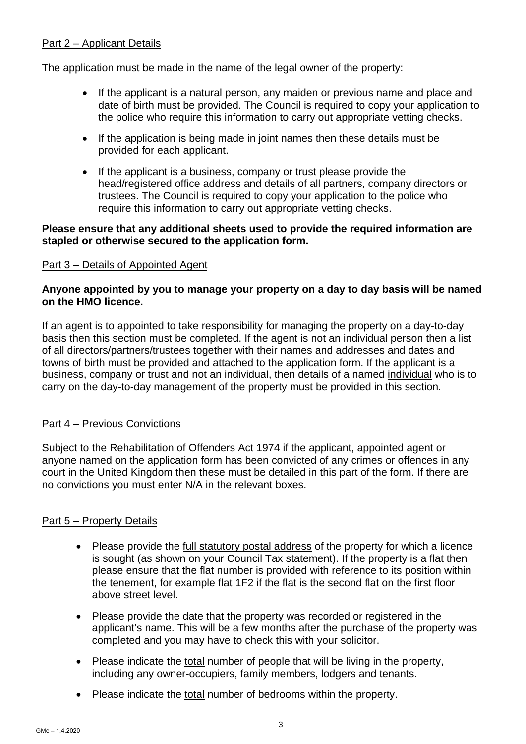## Part 2 – Applicant Details

The application must be made in the name of the legal owner of the property:

- If the applicant is a natural person, any maiden or previous name and place and date of birth must be provided. The Council is required to copy your application to the police who require this information to carry out appropriate vetting checks.
- If the application is being made in joint names then these details must be provided for each applicant.
- If the applicant is a business, company or trust please provide the head/registered office address and details of all partners, company directors or trustees. The Council is required to copy your application to the police who require this information to carry out appropriate vetting checks.

**Please ensure that any additional sheets used to provide the required information are stapled or otherwise secured to the application form.**

## Part 3 – Details of Appointed Agent

**Anyone appointed by you to manage your property on a day to day basis will be named on the HMO licence.**

If an agent is to appointed to take responsibility for managing the property on a day-to-day basis then this section must be completed. If the agent is not an individual person then a list of all directors/partners/trustees together with their names and addresses and dates and towns of birth must be provided and attached to the application form. If the applicant is a business, company or trust and not an individual, then details of a named individual who is to carry on the day-to-day management of the property must be provided in this section.

## Part 4 – Previous Convictions

Subject to the Rehabilitation of Offenders Act 1974 if the applicant, appointed agent or anyone named on the application form has been convicted of any crimes or offences in any court in the United Kingdom then these must be detailed in this part of the form. If there are no convictions you must enter N/A in the relevant boxes.

## Part 5 – Property Details

- Please provide the full statutory postal address of the property for which a licence is sought (as shown on your Council Tax statement). If the property is a flat then please ensure that the flat number is provided with reference to its position within the tenement, for example flat 1F2 if the flat is the second flat on the first floor above street level.
- Please provide the date that the property was recorded or registered in the applicant's name. This will be a few months after the purchase of the property was completed and you may have to check this with your solicitor.
- Please indicate the total number of people that will be living in the property, including any owner-occupiers, family members, lodgers and tenants.
- Please indicate the total number of bedrooms within the property.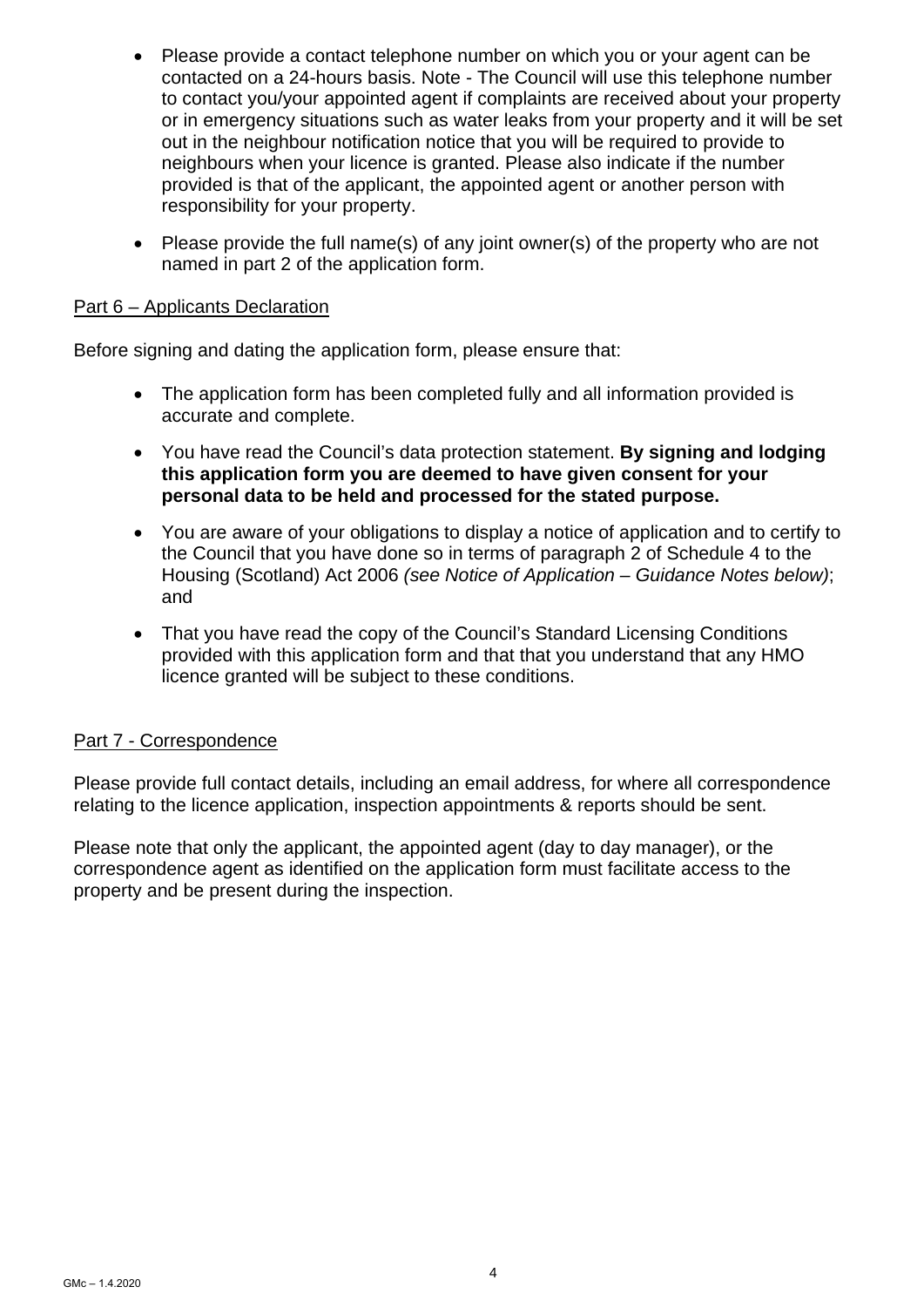- Please provide a contact telephone number on which you or your agent can be contacted on a 24-hours basis. Note - The Council will use this telephone number to contact you/your appointed agent if complaints are received about your property or in emergency situations such as water leaks from your property and it will be set out in the neighbour notification notice that you will be required to provide to neighbours when your licence is granted. Please also indicate if the number provided is that of the applicant, the appointed agent or another person with responsibility for your property.
- Please provide the full name(s) of any joint owner(s) of the property who are not named in part 2 of the application form.

Part 6 – Applicants Declaration

Before signing and dating the application form, please ensure that:

- The application form has been completed fully and all information provided is accurate and complete.
- You have read the Council's data protection statement. **By signing and lodging this application form you are deemed to have given consent for your personal data to be held and processed for the stated purpose.**
- You are aware of your obligations to display a notice of application and to certify to the Council that you have done so in terms of paragraph 2 of Schedule 4 to the Housing (Scotland) Act 2006 *(see Notice of Application – Guidance Notes below)*; and
- That you have read the copy of the Council's Standard Licensing Conditions provided with this application form and that that you understand that any HMO licence granted will be subject to these conditions.

Part 7 - Correspondence

Please provide full contact details, including an email address, for where all correspondence relating to the licence application, inspection appointments & reports should be sent.

Please note that only the applicant, the appointed agent (day to day manager), or the correspondence agent as identified on the application form must facilitate access to the property and be present during the inspection.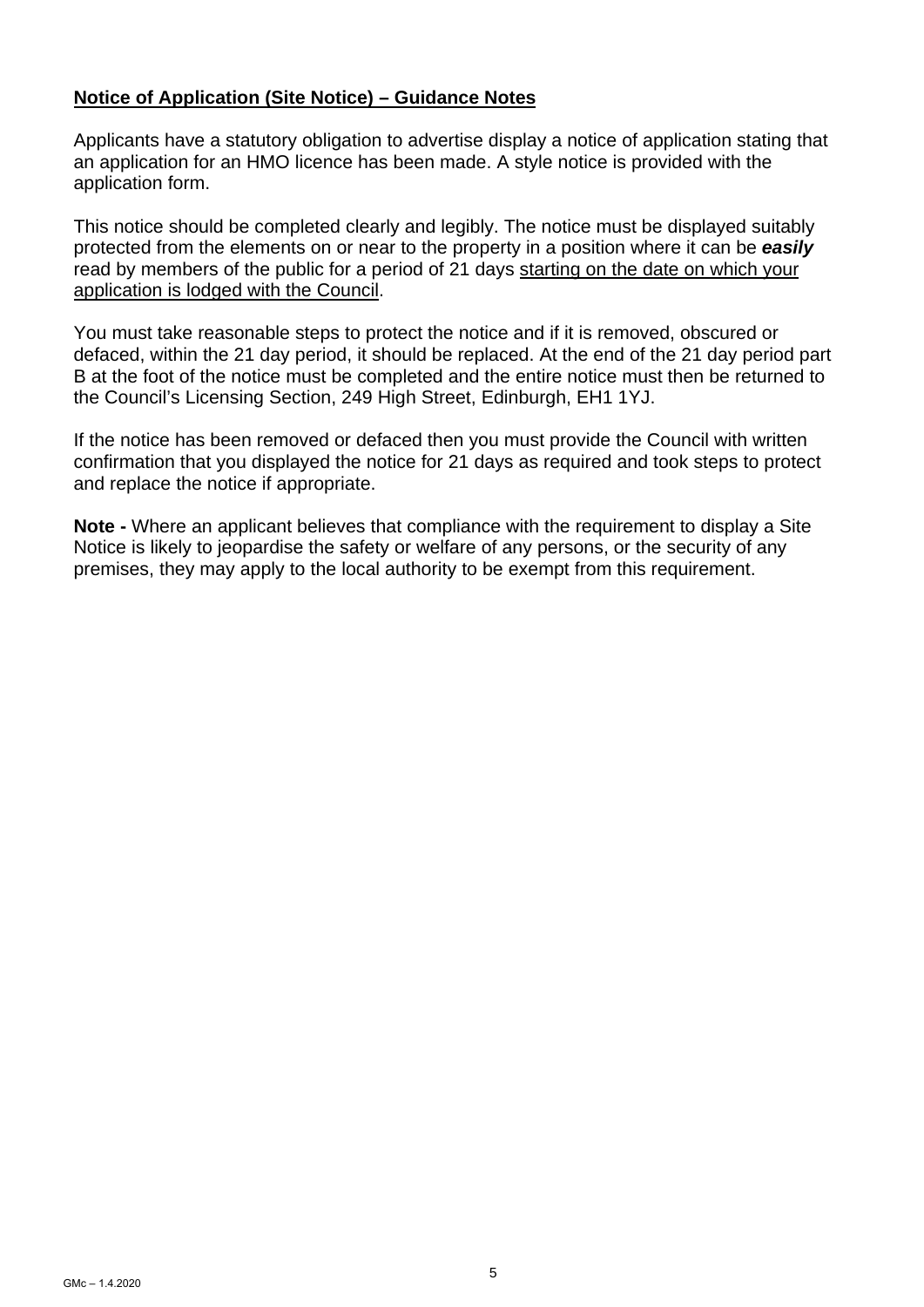**<u>Notice of Application (Site Notice) – Guidance Notes</u>**

Applicants have a statutory obligation to advertise display a notice of application stating that an application for an HMO licence has been made. A style notice is provided with the application form.

This notice should be completed clearly and legibly. The notice must be displayed suitably protected from the elements on or near to the property in a position where it can be ***easily*** read by members of the public for a period of 21 days <u>starting on the date on which your application is lodged with the Council</u>.

You must take reasonable steps to protect the notice and if it is removed, obscured or defaced, within the 21 day period, it should be replaced. At the end of the 21 day period part B at the foot of the notice must be completed and the entire notice must then be returned to the Council's Licensing Section, 249 High Street, Edinburgh, EH1 1YJ.

If the notice has been removed or defaced then you must provide the Council with written confirmation that you displayed the notice for 21 days as required and took steps to protect and replace the notice if appropriate.

**Note -** Where an applicant believes that compliance with the requirement to display a Site Notice is likely to jeopardise the safety or welfare of any persons, or the security of any premises, they may apply to the local authority to be exempt from this requirement.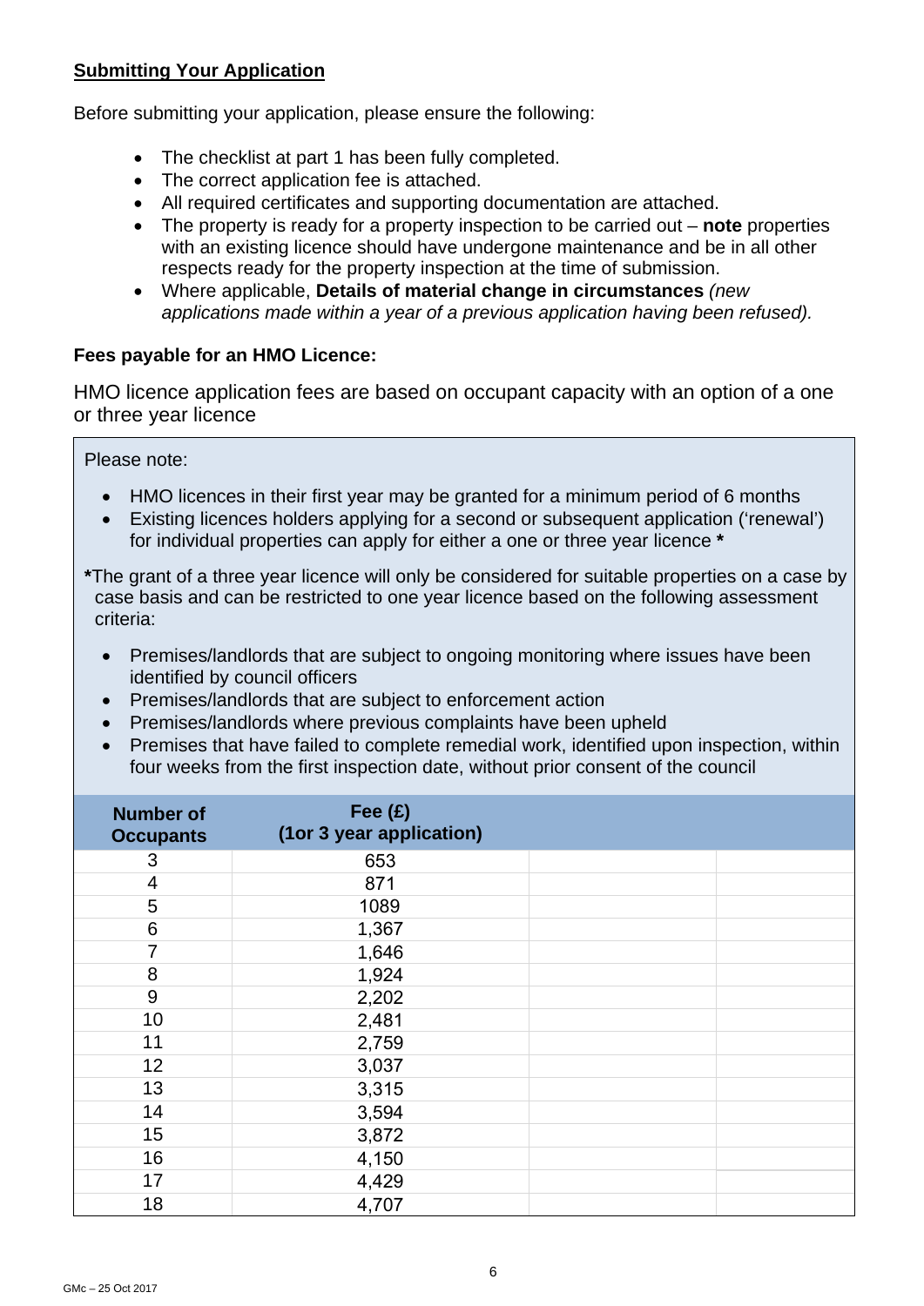## Submitting Your Application

Before submitting your application, please ensure the following:

- The checklist at part 1 has been fully completed.
- The correct application fee is attached.
- All required certificates and supporting documentation are attached.
- The property is ready for a property inspection to be carried out – **note** properties with an existing licence should have undergone maintenance and be in all other respects ready for the property inspection at the time of submission.
- Where applicable, **Details of material change in circumstances** *(new applications made within a year of a previous application having been refused).*

**Fees payable for an HMO Licence:**

HMO licence application fees are based on occupant capacity with an option of a one or three year licence

Please note:

- HMO licences in their first year may be granted for a minimum period of 6 months
- Existing licences holders applying for a second or subsequent application ('renewal') for individual properties can apply for either a one or three year licence **\***

**\***The grant of a three year licence will only be considered for suitable properties on a case by case basis and can be restricted to one year licence based on the following assessment criteria:

- Premises/landlords that are subject to ongoing monitoring where issues have been identified by council officers
- Premises/landlords that are subject to enforcement action
- Premises/landlords where previous complaints have been upheld
- Premises that have failed to complete remedial work, identified upon inspection, within four weeks from the first inspection date, without prior consent of the council

| Number of Occupants | Fee (£) (1or 3 year application) | | |
|---|---|---|---|
| 3 | 653 | | |
| 4 | 871 | | |
| 5 | 1089 | | |
| 6 | 1,367 | | |
| 7 | 1,646 | | |
| 8 | 1,924 | | |
| 9 | 2,202 | | |
| 10 | 2,481 | | |
| 11 | 2,759 | | |
| 12 | 3,037 | | |
| 13 | 3,315 | | |
| 14 | 3,594 | | |
| 15 | 3,872 | | |
| 16 | 4,150 | | |
| 17 | 4,429 | | |
| 18 | 4,707 | | |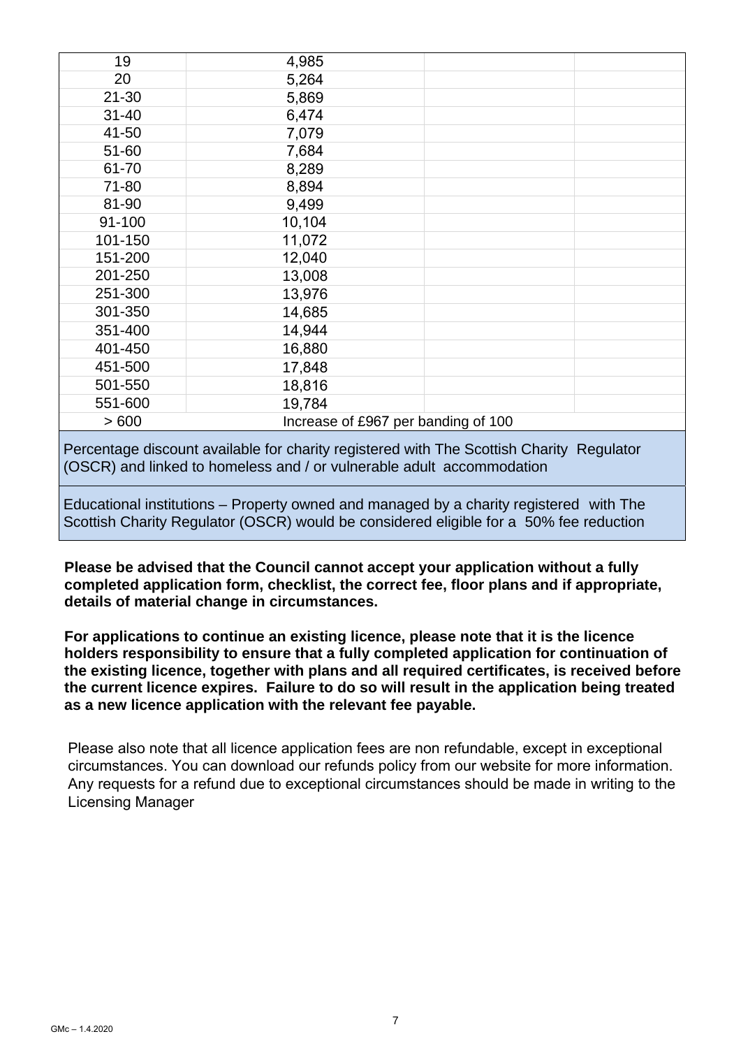| | | | |
|---|---|---|---|
| 19 | 4,985 | | |
| 20 | 5,264 | | |
| 21-30 | 5,869 | | |
| 31-40 | 6,474 | | |
| 41-50 | 7,079 | | |
| 51-60 | 7,684 | | |
| 61-70 | 8,289 | | |
| 71-80 | 8,894 | | |
| 81-90 | 9,499 | | |
| 91-100 | 10,104 | | |
| 101-150 | 11,072 | | |
| 151-200 | 12,040 | | |
| 201-250 | 13,008 | | |
| 251-300 | 13,976 | | |
| 301-350 | 14,685 | | |
| 351-400 | 14,944 | | |
| 401-450 | 16,880 | | |
| 451-500 | 17,848 | | |
| 501-550 | 18,816 | | |
| 551-600 | 19,784 | | |
| > 600 | Increase of £967 per banding of 100 | | |

Percentage discount available for charity registered with The Scottish Charity Regulator (OSCR) and linked to homeless and / or vulnerable adult accommodation

Educational institutions – Property owned and managed by a charity registered with The Scottish Charity Regulator (OSCR) would be considered eligible for a 50% fee reduction

**Please be advised that the Council cannot accept your application without a fully completed application form, checklist, the correct fee, floor plans and if appropriate, details of material change in circumstances.**

**For applications to continue an existing licence, please note that it is the licence holders responsibility to ensure that a fully completed application for continuation of the existing licence, together with plans and all required certificates, is received before the current licence expires. Failure to do so will result in the application being treated as a new licence application with the relevant fee payable.**

Please also note that all licence application fees are non refundable, except in exceptional circumstances. You can download our refunds policy from our website for more information. Any requests for a refund due to exceptional circumstances should be made in writing to the Licensing Manager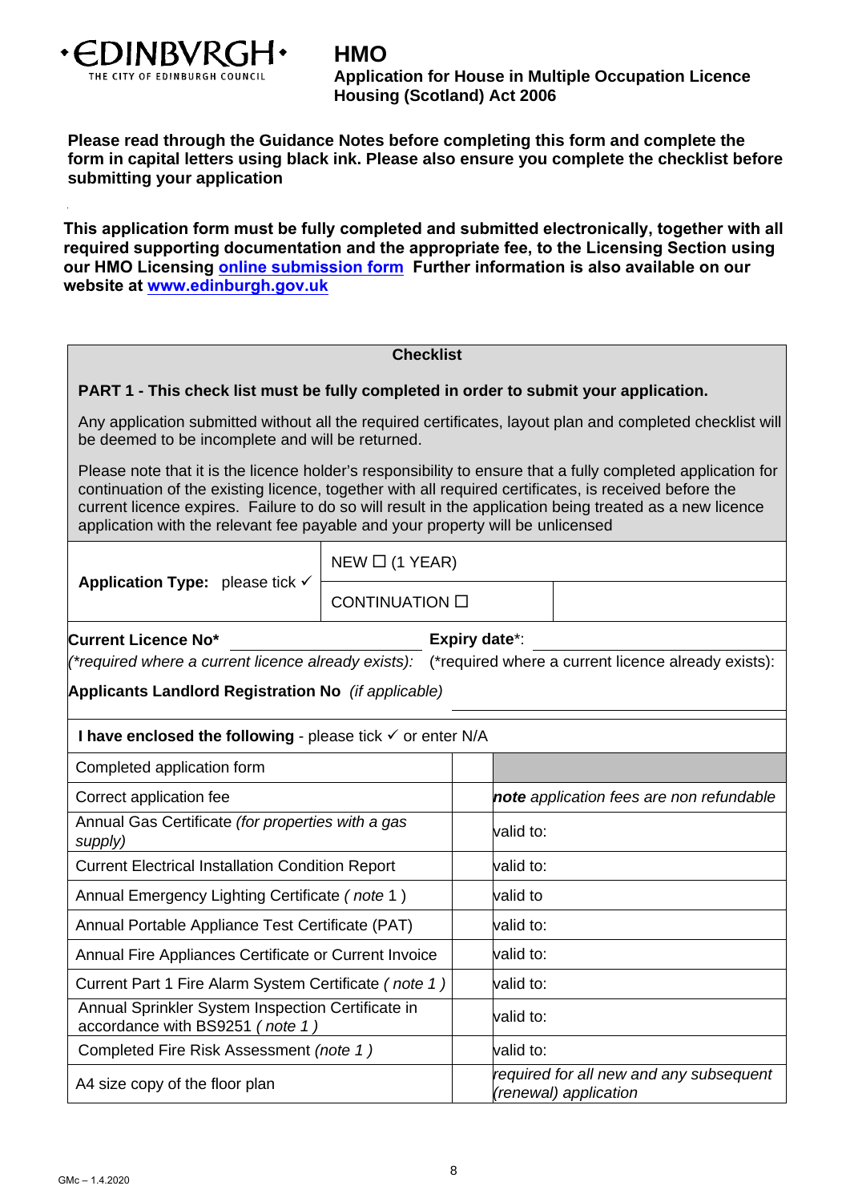•EDINBVRGH•
THE CITY OF EDINBURGH COUNCIL

# HMO

**Application for House in Multiple Occupation Licence**
**Housing (Scotland) Act 2006**

**Please read through the Guidance Notes before completing this form and complete the form in capital letters using black ink. Please also ensure you complete the checklist before submitting your application**

**This application form must be fully completed and submitted electronically, together with all required supporting documentation and the appropriate fee, to the Licensing Section using our HMO Licensing [online submission form](online submission form) Further information is also available on our website at [www.edinburgh.gov.uk](www.edinburgh.gov.uk)**

## Checklist

**PART 1 - This check list must be fully completed in order to submit your application.**

Any application submitted without all the required certificates, layout plan and completed checklist will be deemed to be incomplete and will be returned.

Please note that it is the licence holder's responsibility to ensure that a fully completed application for continuation of the existing licence, together with all required certificates, is received before the current licence expires. Failure to do so will result in the application being treated as a new licence application with the relevant fee payable and your property will be unlicensed

| **Application Type:** please tick ✓ | NEW ☐ (1 YEAR) |
|---|---|
| | CONTINUATION ☐ |

**Current Licence No*** ____________ **Expiry date***: ____________
*(\*required where a current licence already exists):* (\*required where a current licence already exists):

**Applicants Landlord Registration No** *(if applicable)* ____________

**I have enclosed the following** - please tick ✓ or enter N/A

| Item | ✓ / N/A | |
|---|---|---|
| Completed application form | | |
| Correct application fee | | ***note*** *application fees are non refundable* |
| Annual Gas Certificate *(for properties with a gas supply)* | | valid to: |
| Current Electrical Installation Condition Report | | valid to: |
| Annual Emergency Lighting Certificate *( note 1 )* | | valid to |
| Annual Portable Appliance Test Certificate (PAT) | | valid to: |
| Annual Fire Appliances Certificate or Current Invoice | | valid to: |
| Current Part 1 Fire Alarm System Certificate *( note 1 )* | | valid to: |
| Annual Sprinkler System Inspection Certificate in accordance with BS9251 *( note 1 )* | | valid to: |
| Completed Fire Risk Assessment *(note 1 )* | | valid to: |
| A4 size copy of the floor plan | | *required for all new and any subsequent (renewal) application* |

GMc – 1.4.2020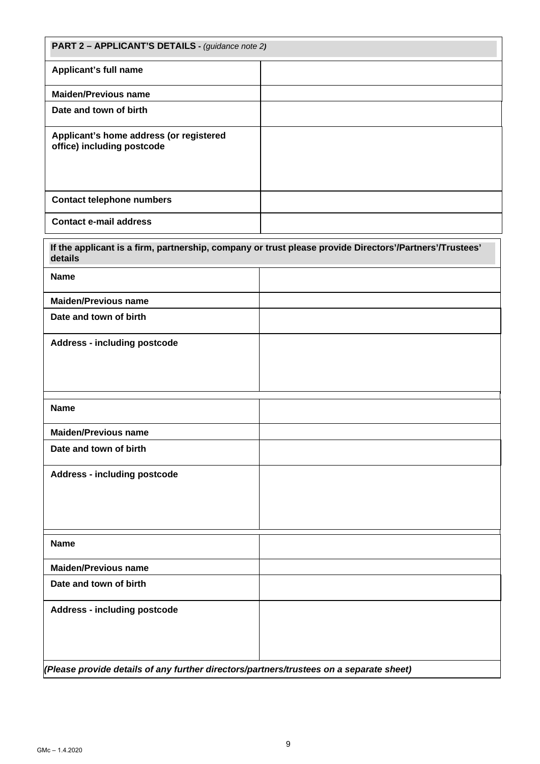| **PART 2 – APPLICANT'S DETAILS -** *(guidance note 2)* | |
|---|---|
| **Applicant's full name** | |
| **Maiden/Previous name** | |
| **Date and town of birth** | |
| **Applicant's home address (or registered office) including postcode** | |
| **Contact telephone numbers** | |
| **Contact e-mail address** | |

| **If the applicant is a firm, partnership, company or trust please provide Directors'/Partners'/Trustees' details** | |
|---|---|
| **Name** | |
| **Maiden/Previous name** | |
| **Date and town of birth** | |
| **Address - including postcode** | |
| **Name** | |
| **Maiden/Previous name** | |
| **Date and town of birth** | |
| **Address - including postcode** | |
| **Name** | |
| **Maiden/Previous name** | |
| **Date and town of birth** | |
| **Address - including postcode** | |

***(Please provide details of any further directors/partners/trustees on a separate sheet)***

GMc – 1.4.2020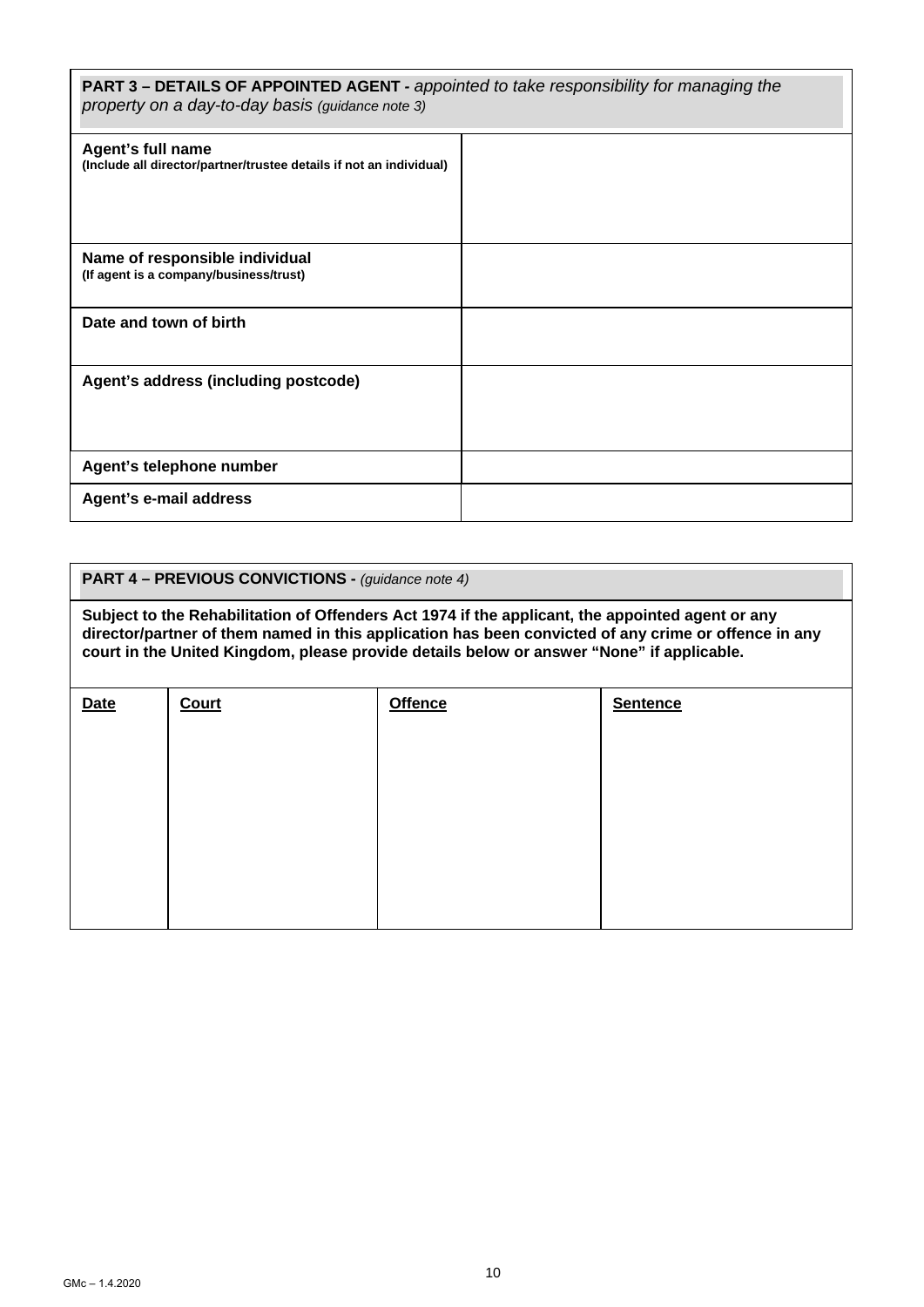| **PART 3 – DETAILS OF APPOINTED AGENT -** *appointed to take responsibility for managing the property on a day-to-day basis (guidance note 3)* | |
|---|---|
| **Agent's full name**<br>**(Include all director/partner/trustee details if not an individual)** | |
| **Name of responsible individual**<br>**(If agent is a company/business/trust)** | |
| **Date and town of birth** | |
| **Agent's address (including postcode)** | |
| **Agent's telephone number** | |
| **Agent's e-mail address** | |

**PART 4 – PREVIOUS CONVICTIONS -** *(guidance note 4)*

**Subject to the Rehabilitation of Offenders Act 1974 if the applicant, the appointed agent or any director/partner of them named in this application has been convicted of any crime or offence in any court in the United Kingdom, please provide details below or answer "None" if applicable.**

| Date | Court | Offence | Sentence |
|---|---|---|---|
| | | | |

GMc – 1.4.2020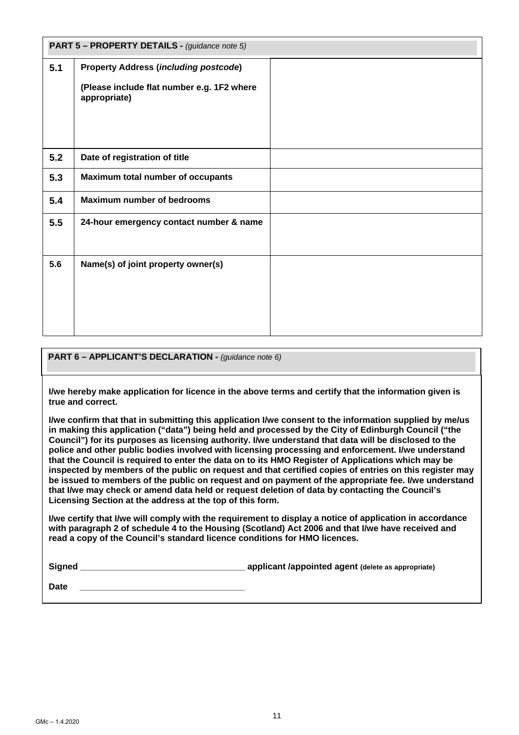| **PART 5 – PROPERTY DETAILS -** *(guidance note 5)* | | |
|---|---|---|
| **5.1** | **Property Address (*including postcode*)**<br><br>**(Please include flat number e.g. 1F2 where appropriate)** | |
| **5.2** | **Date of registration of title** | |
| **5.3** | **Maximum total number of occupants** | |
| **5.4** | **Maximum number of bedrooms** | |
| **5.5** | **24-hour emergency contact number & name** | |
| **5.6** | **Name(s) of joint property owner(s)** | |

**PART 6 – APPLICANT'S DECLARATION -** *(guidance note 6)*

**I/we hereby make application for licence in the above terms and certify that the information given is true and correct.**

**I/we confirm that that in submitting this application I/we consent to the information supplied by me/us in making this application ("data") being held and processed by the City of Edinburgh Council ("the Council") for its purposes as licensing authority. I/we understand that data will be disclosed to the police and other public bodies involved with licensing processing and enforcement. I/we understand that the Council is required to enter the data on to its HMO Register of Applications which may be inspected by members of the public on request and that certified copies of entries on this register may be issued to members of the public on request and on payment of the appropriate fee. I/we understand that I/we may check or amend data held or request deletion of data by contacting the Council's Licensing Section at the address at the top of this form.**

**I/we certify that I/we will comply with the requirement to display a notice of application in accordance with paragraph 2 of schedule 4 to the Housing (Scotland) Act 2006 and that I/we have received and read a copy of the Council's standard licence conditions for HMO licences.**

**Signed** __________________________________ **applicant /appointed agent (delete as appropriate)**

**Date** __________________________________

GMc – 1.4.2020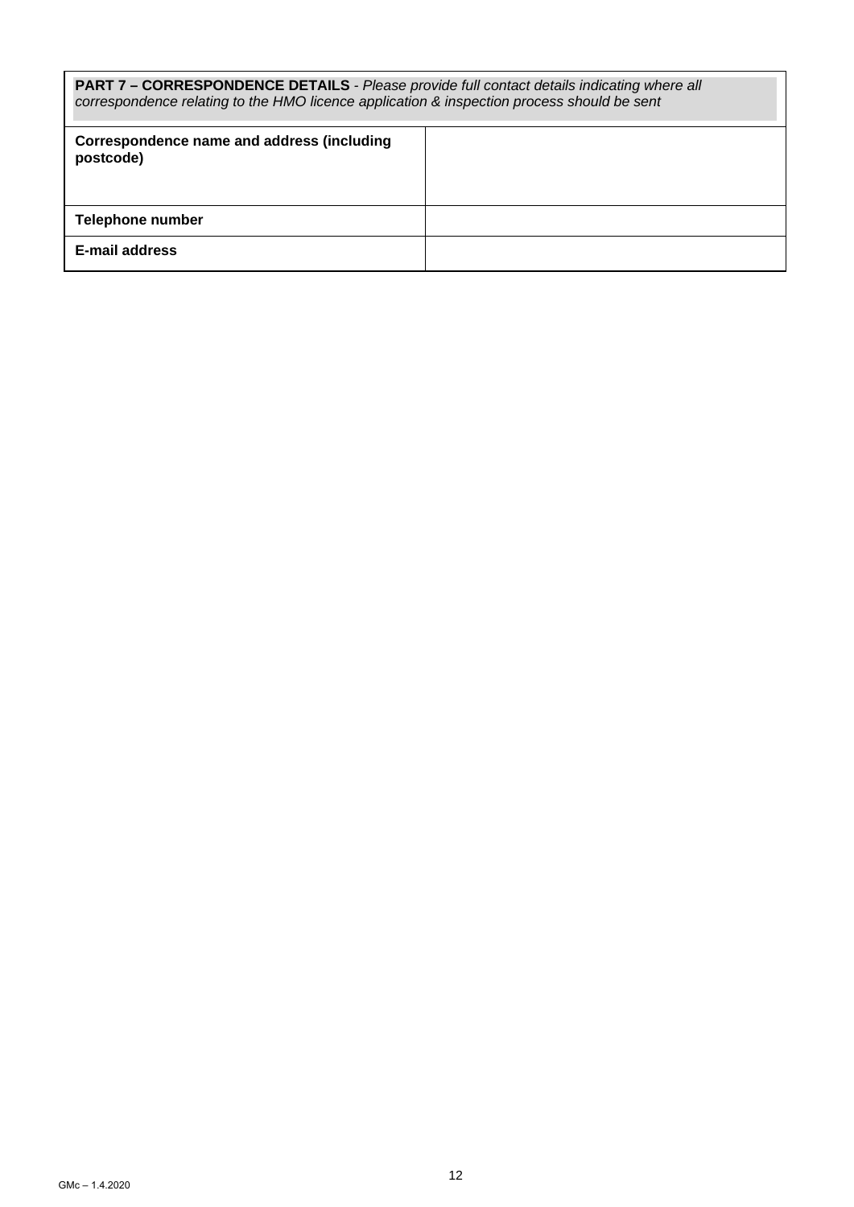| **PART 7 – CORRESPONDENCE DETAILS** - *Please provide full contact details indicating where all correspondence relating to the HMO licence application & inspection process should be sent* | |
|---|---|
| **Correspondence name and address (including postcode)** | |
| **Telephone number** | |
| **E-mail address** | |

GMc – 1.4.2020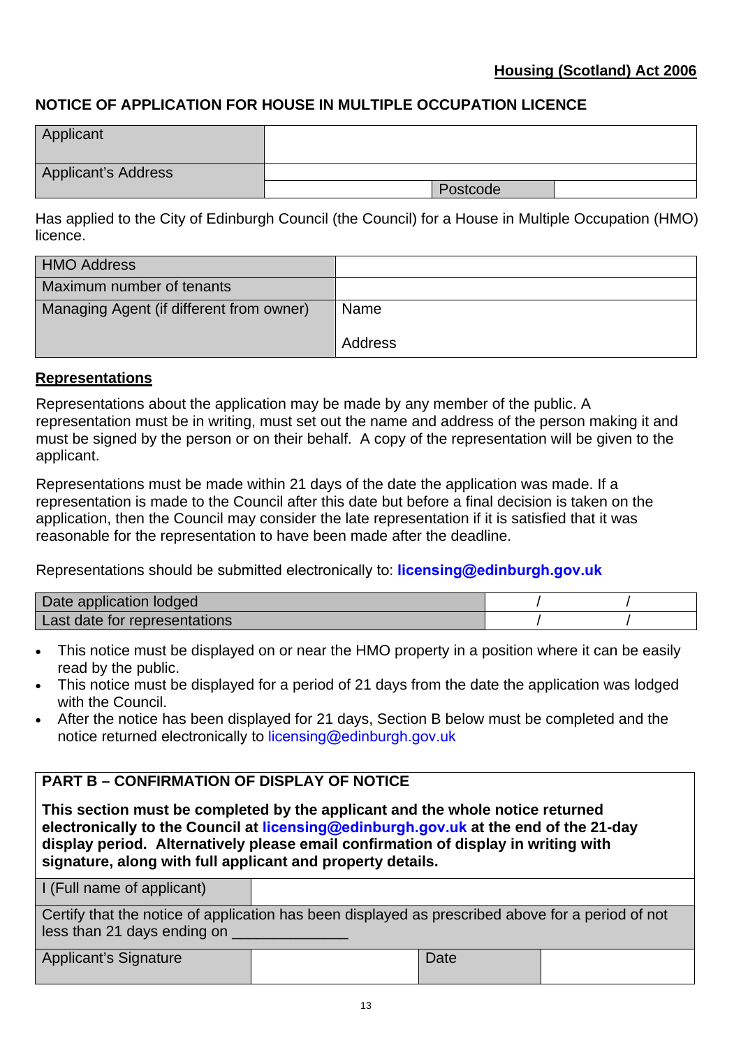**Housing (Scotland) Act 2006**

## NOTICE OF APPLICATION FOR HOUSE IN MULTIPLE OCCUPATION LICENCE

| Applicant | | | |
|---|---|---|---|
| Applicant's Address | | | |
| | | Postcode | |

Has applied to the City of Edinburgh Council (the Council) for a House in Multiple Occupation (HMO) licence.

| HMO Address | |
|---|---|
| Maximum number of tenants | |
| Managing Agent (if different from owner) | Name<br><br>Address |

### Representations

Representations about the application may be made by any member of the public. A representation must be in writing, must set out the name and address of the person making it and must be signed by the person or on their behalf. A copy of the representation will be given to the applicant.

Representations must be made within 21 days of the date the application was made. If a representation is made to the Council after this date but before a final decision is taken on the application, then the Council may consider the late representation if it is satisfied that it was reasonable for the representation to have been made after the deadline.

Representations should be submitted electronically to: **licensing@edinburgh.gov.uk**

| Date application lodged | / / |
|---|---|
| Last date for representations | / / |

- This notice must be displayed on or near the HMO property in a position where it can be easily read by the public.
- This notice must be displayed for a period of 21 days from the date the application was lodged with the Council.
- After the notice has been displayed for 21 days, Section B below must be completed and the notice returned electronically to licensing@edinburgh.gov.uk

### PART B – CONFIRMATION OF DISPLAY OF NOTICE

**This section must be completed by the applicant and the whole notice returned electronically to the Council at licensing@edinburgh.gov.uk at the end of the 21-day display period. Alternatively please email confirmation of display in writing with signature, along with full applicant and property details.**

| I (Full name of applicant) | | | |
|---|---|---|---|
| Certify that the notice of application has been displayed as prescribed above for a period of not less than 21 days ending on ______________ | | | |
| Applicant's Signature | | Date | |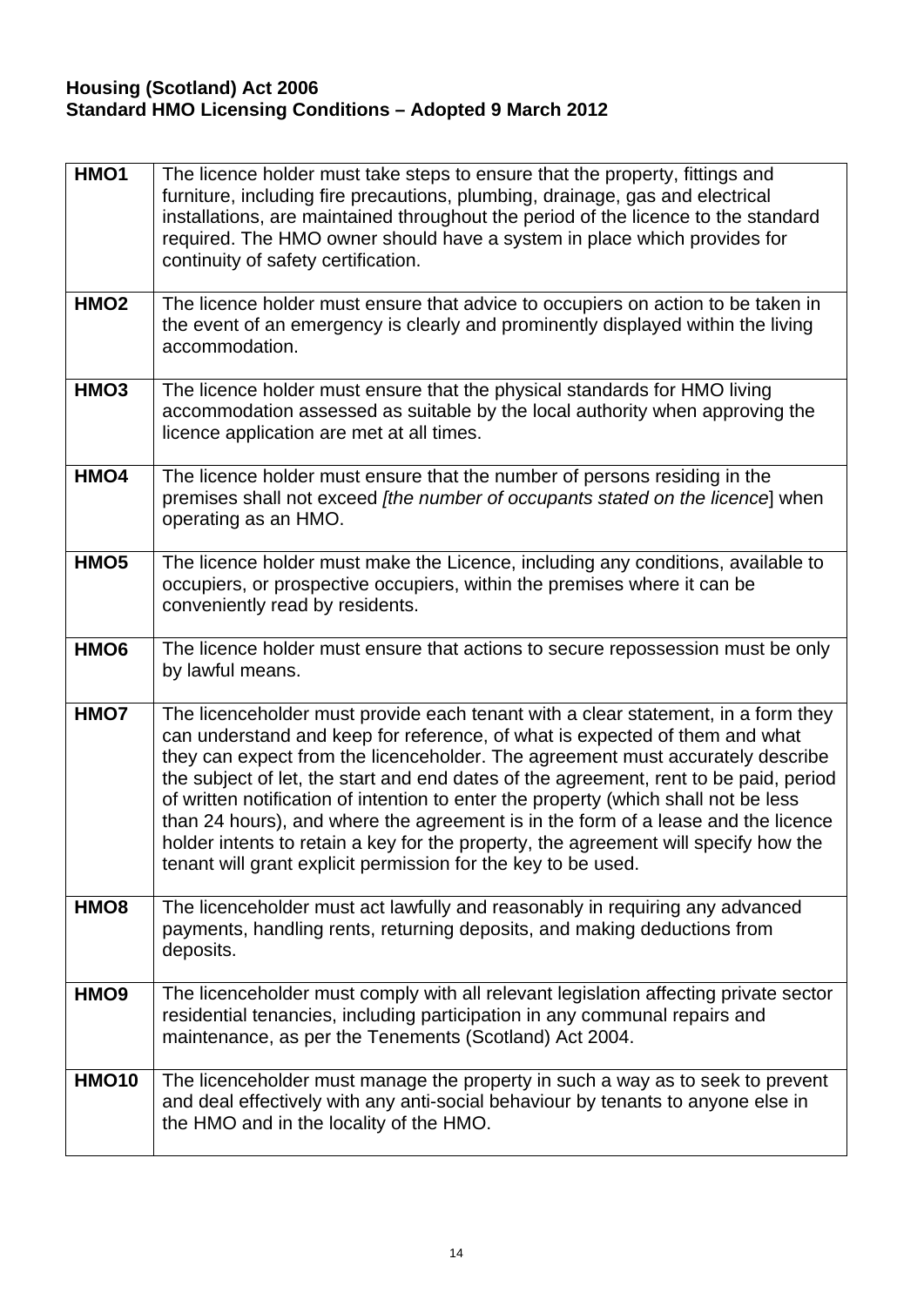**Housing (Scotland) Act 2006**
**Standard HMO Licensing Conditions – Adopted 9 March 2012**

| | |
|---|---|
| **HMO1** | The licence holder must take steps to ensure that the property, fittings and furniture, including fire precautions, plumbing, drainage, gas and electrical installations, are maintained throughout the period of the licence to the standard required. The HMO owner should have a system in place which provides for continuity of safety certification. |
| **HMO2** | The licence holder must ensure that advice to occupiers on action to be taken in the event of an emergency is clearly and prominently displayed within the living accommodation. |
| **HMO3** | The licence holder must ensure that the physical standards for HMO living accommodation assessed as suitable by the local authority when approving the licence application are met at all times. |
| **HMO4** | The licence holder must ensure that the number of persons residing in the premises shall not exceed *[the number of occupants stated on the licence*] when operating as an HMO. |
| **HMO5** | The licence holder must make the Licence, including any conditions, available to occupiers, or prospective occupiers, within the premises where it can be conveniently read by residents. |
| **HMO6** | The licence holder must ensure that actions to secure repossession must be only by lawful means. |
| **HMO7** | The licenceholder must provide each tenant with a clear statement, in a form they can understand and keep for reference, of what is expected of them and what they can expect from the licenceholder. The agreement must accurately describe the subject of let, the start and end dates of the agreement, rent to be paid, period of written notification of intention to enter the property (which shall not be less than 24 hours), and where the agreement is in the form of a lease and the licence holder intents to retain a key for the property, the agreement will specify how the tenant will grant explicit permission for the key to be used. |
| **HMO8** | The licenceholder must act lawfully and reasonably in requiring any advanced payments, handling rents, returning deposits, and making deductions from deposits. |
| **HMO9** | The licenceholder must comply with all relevant legislation affecting private sector residential tenancies, including participation in any communal repairs and maintenance, as per the Tenements (Scotland) Act 2004. |
| **HMO10** | The licenceholder must manage the property in such a way as to seek to prevent and deal effectively with any anti-social behaviour by tenants to anyone else in the HMO and in the locality of the HMO. |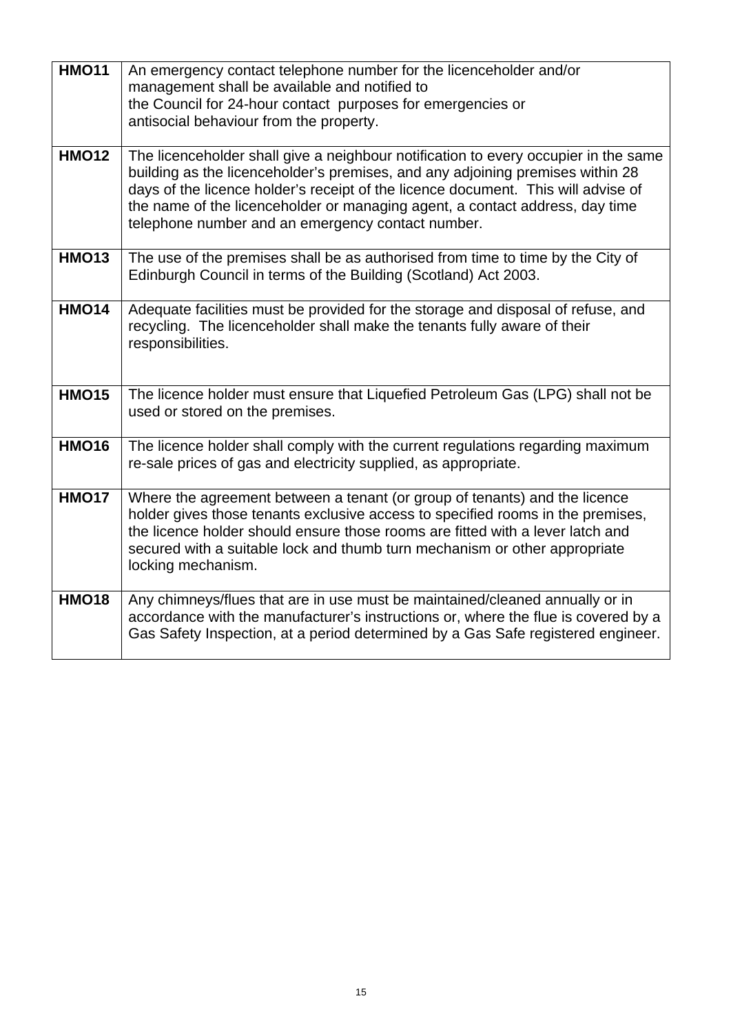| | |
|---|---|
| **HMO11** | An emergency contact telephone number for the licenceholder and/or management shall be available and notified to the Council for 24-hour contact purposes for emergencies or antisocial behaviour from the property. |
| **HMO12** | The licenceholder shall give a neighbour notification to every occupier in the same building as the licenceholder's premises, and any adjoining premises within 28 days of the licence holder's receipt of the licence document. This will advise of the name of the licenceholder or managing agent, a contact address, day time telephone number and an emergency contact number. |
| **HMO13** | The use of the premises shall be as authorised from time to time by the City of Edinburgh Council in terms of the Building (Scotland) Act 2003. |
| **HMO14** | Adequate facilities must be provided for the storage and disposal of refuse, and recycling. The licenceholder shall make the tenants fully aware of their responsibilities. |
| **HMO15** | The licence holder must ensure that Liquefied Petroleum Gas (LPG) shall not be used or stored on the premises. |
| **HMO16** | The licence holder shall comply with the current regulations regarding maximum re-sale prices of gas and electricity supplied, as appropriate. |
| **HMO17** | Where the agreement between a tenant (or group of tenants) and the licence holder gives those tenants exclusive access to specified rooms in the premises, the licence holder should ensure those rooms are fitted with a lever latch and secured with a suitable lock and thumb turn mechanism or other appropriate locking mechanism. |
| **HMO18** | Any chimneys/flues that are in use must be maintained/cleaned annually or in accordance with the manufacturer's instructions or, where the flue is covered by a Gas Safety Inspection, at a period determined by a Gas Safe registered engineer. |